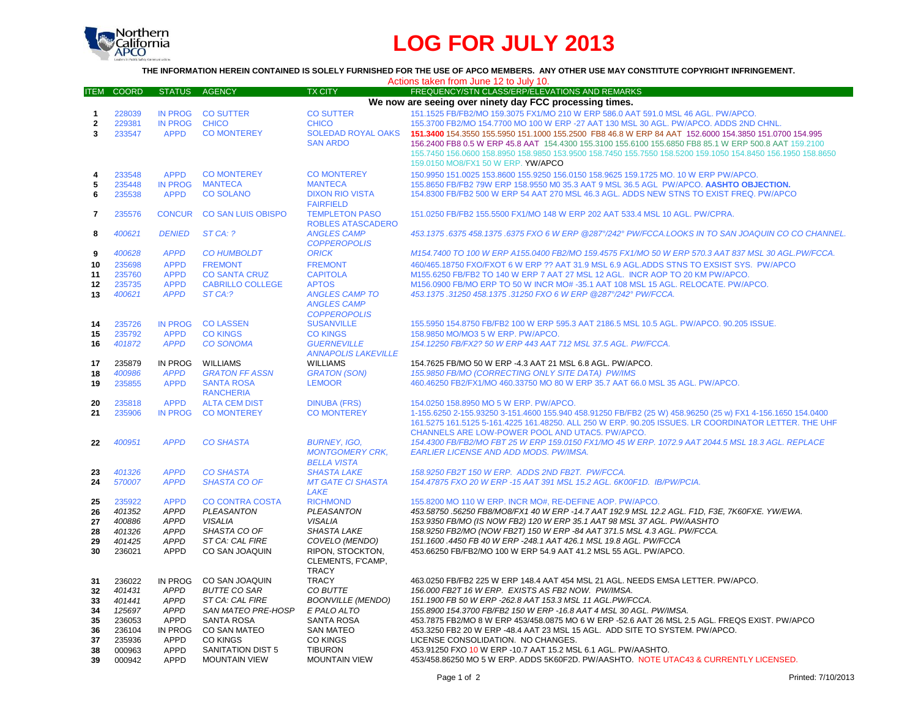# LOG FOR JULY 2013

**THE INFORMATION HEREIN CONTAINED IS SOLELY FURNISHED FOR THE USE OF APCO MEMBERS. ANY OTHER USE MAY CONSTITUTE COPYRIGHT INFRINGEMENT.**

Actions taken from June 12 to July 10.

| ITEM | COORD | STATUS | AGENCY | TX CITY | FREQUENCY/STN CLASS/ERP/ELEVATIONS AND REMARKS |
|---|---|---|---|---|---|
| | | | | | **We now are seeing over ninety day FCC processing times.** |
| 1 | 228039 | IN PROG | CO SUTTER | CO SUTTER | 151.1525 FB/FB2/MO 159.3075 FX1/MO 210 W ERP 586.0 AAT 591.0 MSL 46 AGL. PW/APCO. |
| 2 | 229381 | IN PROG | CHICO | CHICO | 155.3700 FB2/MO 154.7700 MO 100 W ERP -27 AAT 130 MSL 30 AGL. PW/APCO. ADDS 2ND CHNL. |
| 3 | 233547 | APPD | CO MONTEREY | SOLEDAD ROYAL OAKS SAN ARDO | **151.3400** 154.3550 155.5950 151.1000 155.2500 FB8 46.8 W ERP 84 AAT 152.6000 154.3850 151.0700 154.995 156.2400 FB8 0.5 W ERP 45.8 AAT 154.4300 155.3100 155.6100 155.6850 FB8 85.1 W ERP 500.8 AAT 159.2100 155.7450 156.0600 158.8950 159.9850 153.9500 158.7450 155.7550 158.5200 159.1050 154.8450 156.1950 158.8650 159.0150 MO8/FX1 50 W ERP. YW/APCO |
| 4 | 233548 | APPD | CO MONTEREY | CO MONTEREY | 150.9950 151.0025 153.8600 155.9250 156.0150 158.9625 159.1725 MO. 10 W ERP PW/APCO. |
| 5 | 235448 | IN PROG | MANTECA | MANTECA | 155.8650 FB/FB2 79W ERP 158.9550 M0 35.3 AAT 9 MSL 36.5 AGL PW/APCO. **AASHTO OBJECTION.** |
| 6 | 235538 | APPD | CO SOLANO | DIXON RIO VISTA FAIRFIELD | 154.8300 FB/FB2 500 W ERP 54 AAT 270 MSL 46.3 AGL. ADDS NEW STNS TO EXIST FREQ. PW/APCO |
| 7 | 235576 | CONCUR | CO SAN LUIS OBISPO | TEMPLETON PASO ROBLES ATASCADERO | 151.0250 FB/FB2 155.5500 FX1/MO 148 W ERP 202 AAT 533.4 MSL 10 AGL. PW/CPRA. |
| 8 | *400621* | *DENIED* | *ST CA: ?* | *ANGLES CAMP COPPEROPOLIS* | *453.1375 .6375 458.1375 .6375 FXO 6 W ERP @287°/242° PW/FCCA.LOOKS IN TO SAN JOAQUIN CO CO CHANNEL.* |
| 9 | *400628* | *APPD* | *CO HUMBOLDT* | *ORICK* | *M154.7400 TO 100 W ERP A155.0400 FB2/MO 159.4575 FX1/MO 50 W ERP 570.3 AAT 837 MSL 30 AGL.PW/FCCA.* |
| 10 | 235698 | APPD | FREMONT | FREMONT | 460/465.18750 FXO/FXOT 6 W ERP ?? AAT 31.9 MSL 6.9 AGL.ADDS STNS TO EXSIST SYS. PW/APCO |
| 11 | 235760 | APPD | CO SANTA CRUZ | CAPITOLA | M155.6250 FB/FB2 TO 140 W ERP 7 AAT 27 MSL 12 AGL. INCR AOP TO 20 KM PW/APCO. |
| 12 | 235735 | APPD | CABRILLO COLLEGE | APTOS | M156.0900 FB/MO ERP TO 50 W INCR MO# -35.1 AAT 108 MSL 15 AGL. RELOCATE. PW/APCO. |
| 13 | *400621* | *APPD* | *ST CA:?* | *ANGLES CAMP TO ANGLES CAMP COPPEROPOLIS* | *453.1375 .31250 458.1375 .31250 FXO 6 W ERP @287°/242° PW/FCCA.* |
| 14 | 235726 | IN PROG | CO LASSEN | SUSANVILLE | 155.5950 154.8750 FB/FB2 100 W ERP 595.3 AAT 2186.5 MSL 10.5 AGL. PW/APCO. 90.205 ISSUE. |
| 15 | 235792 | APPD | CO KINGS | CO KINGS | 158.9850 MO/MO3 5 W ERP. PW/APCO. |
| 16 | *401872* | *APPD* | *CO SONOMA* | *GUERNEVILLE ANNAPOLIS LAKEVILLE* | *154.12250 FB/FX2? 50 W ERP 443 AAT 712 MSL 37.5 AGL. PW/FCCA.* |
| 17 | 235879 | IN PROG | WILLIAMS | WILLIAMS | 154.7625 FB/MO 50 W ERP -4.3 AAT 21 MSL 6.8 AGL. PW/APCO. |
| 18 | *400986* | *APPD* | *GRATON FF ASSN* | *GRATON (SON)* | *155.9850 FB/MO (CORRECTING ONLY SITE DATA) PW/IMS* |
| 19 | 235855 | APPD | SANTA ROSA RANCHERIA | LEMOOR | 460.46250 FB2/FX1/MO 460.33750 MO 80 W ERP 35.7 AAT 66.0 MSL 35 AGL. PW/APCO. |
| 20 | 235818 | APPD | ALTA CEM DIST | DINUBA (FRS) | 154.0250 158.8950 MO 5 W ERP. PW/APCO. |
| 21 | 235906 | IN PROG | CO MONTEREY | CO MONTEREY | 1-155.6250 2-155.93250 3-151.4600 155.940 458.91250 FB/FB2 (25 W) 458.96250 (25 w) FX1 4-156.1650 154.0400 161.5275 161.5125 5-161.4225 161.48250. ALL 250 W ERP. 90.205 ISSUES. LR COORDINATOR LETTER. THE UHF CHANNELS ARE LOW-POWER POOL AND UTAC5. PW/APCO. |
| 22 | *400951* | *APPD* | *CO SHASTA* | *BURNEY, IGO, MONTGOMERY CRK, BELLA VISTA* | *154.4300 FB/FB2/MO FBT 25 W ERP 159.0150 FX1/MO 45 W ERP. 1072.9 AAT 2044.5 MSL 18.3 AGL. REPLACE EARLIER LICENSE AND ADD MODS. PW/IMSA.* |
| 23 | *401326* | *APPD* | *CO SHASTA* | *SHASTA LAKE* | *158.9250 FB2T 150 W ERP. ADDS 2ND FB2T. PW/FCCA.* |
| 24 | *570007* | *APPD* | *SHASTA CO OF* | *MT GATE CI SHASTA LAKE* | *154.47875 FXO 20 W ERP -15 AAT 391 MSL 15.2 AGL. 6K00F1D. IB/PW/PCIA.* |
| 25 | 235922 | APPD | CO CONTRA COSTA | RICHMOND | 155.8200 MO 110 W ERP. INCR MO#, RE-DEFINE AOP. PW/APCO. |
| 26 | *401352* | *APPD* | *PLEASANTON* | *PLEASANTON* | *453.58750 .56250 FB8/MO8/FX1 40 W ERP -14.7 AAT 192.9 MSL 12.2 AGL. F1D, F3E, 7K60FXE. YW/EWA.* |
| 27 | *400886* | *APPD* | *VISALIA* | *VISALIA* | *153.9350 FB/MO (IS NOW FB2) 120 W ERP 35.1 AAT 98 MSL 37 AGL. PW/AASHTO* |
| 28 | *401326* | *APPD* | *SHASTA CO OF* | *SHASTA LAKE* | *158.9250 FB2/MO (NOW FB2T) 150 W ERP -84 AAT 371.5 MSL 4.3 AGL. PW/FCCA.* |
| 29 | *401425* | *APPD* | *ST CA: CAL FIRE* | *COVELO (MENDO)* | *151.1600 .4450 FB 40 W ERP -248.1 AAT 426.1 MSL 19.8 AGL. PW/FCCA* |
| 30 | 236021 | APPD | CO SAN JOAQUIN | RIPON, STOCKTON, CLEMENTS, F'CAMP, TRACY | 453.66250 FB/FB2/MO 100 W ERP 54.9 AAT 41.2 MSL 55 AGL. PW/APCO. |
| 31 | 236022 | IN PROG | CO SAN JOAQUIN | TRACY | 463.0250 FB/FB2 225 W ERP 148.4 AAT 454 MSL 21 AGL. NEEDS EMSA LETTER. PW/APCO. |
| 32 | *401431* | *APPD* | *BUTTE CO SAR* | *CO BUTTE* | *156.000 FB2T 16 W ERP. EXISTS AS FB2 NOW. PW/IMSA.* |
| 33 | *401441* | *APPD* | *ST CA: CAL FIRE* | *BOONVILLE (MENDO)* | *151.1900 FB 50 W ERP -262.8 AAT 153.3 MSL 11 AGL.PW/FCCA.* |
| 34 | *125697* | *APPD* | *SAN MATEO PRE-HOSP* | *E PALO ALTO* | *155.8900 154.3700 FB/FB2 150 W ERP -16.8 AAT 4 MSL 30 AGL. PW/IMSA.* |
| 35 | 236053 | APPD | SANTA ROSA | SANTA ROSA | 453.7875 FB2/MO 453/458.0875 MO 6 W ERP -52.6 AAT 26 MSL 2.5 AGL. FREQS EXIST. PW/APCO |
| 36 | 236104 | IN PROG | CO SAN MATEO | SAN MATEO | 453.3250 FB2 20 W ERP -48.4 AAT 23 MSL 15 AGL. ADD SITE TO SYSTEM. PW/APCO. |
| 37 | 235936 | APPD | CO KINGS | CO KINGS | LICENSE CONSOLIDATION. NO CHANGES. |
| 38 | 000963 | APPD | SANITATION DIST 5 | TIBURON | 453.91250 FXO 10 W ERP -10.7 AAT 15.2 MSL 6.1 AGL. PW/AASHTO. |
| 39 | 000942 | APPD | MOUNTAIN VIEW | MOUNTAIN VIEW | 453/458.86250 MO 5 W ERP. ADDS 5K60F2D. PW/AASHTO. NOTE UTAC43 & CURRENTLY LICENSED. |

Printed: 7/10/2013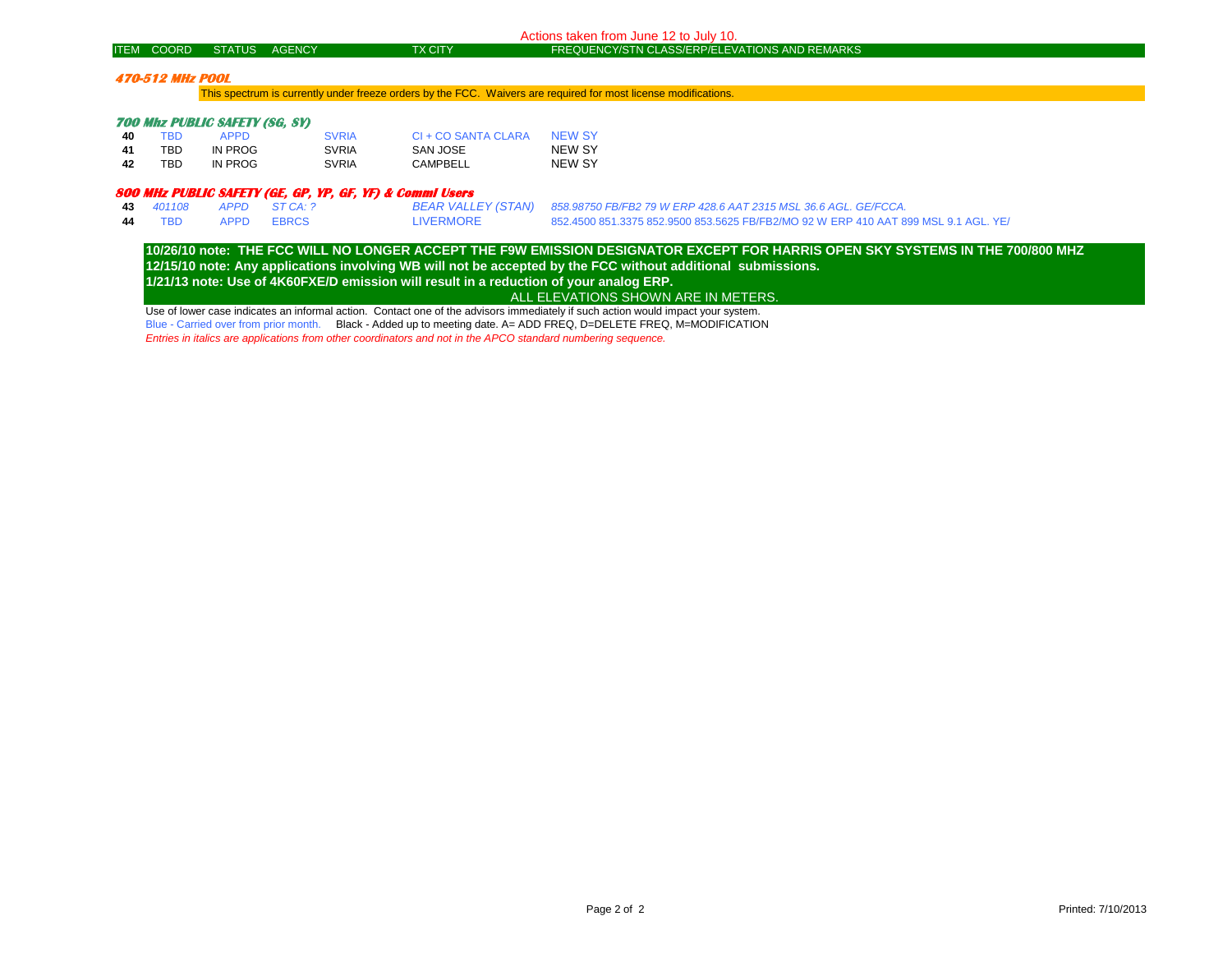Actions taken from June 12 to July 10.

| ITEM | COORD | STATUS | AGENCY | TX CITY | FREQUENCY/STN CLASS/ERP/ELEVATIONS AND REMARKS |
|---|---|---|---|---|---|
| ***470-512 MHz POOL*** | | | | | |
| | | This spectrum is currently under freeze orders by the FCC. Waivers are required for most license modifications. | | | |
| ***700 Mhz PUBLIC SAFETY (SG, SY)*** | | | | | |
| **40** | TBD | APPD | SVRIA | CI + CO SANTA CLARA | NEW SY |
| **41** | TBD | IN PROG | SVRIA | SAN JOSE | NEW SY |
| **42** | TBD | IN PROG | SVRIA | CAMPBELL | NEW SY |
| ***800 MHz PUBLIC SAFETY (GE, GP, YP, GF, YF) & Comml Users*** | | | | | |
| **43** | *401108* | *APPD* | *ST CA: ?* | *BEAR VALLEY (STAN)* | *858.98750 FB/FB2 79 W ERP 428.6 AAT 2315 MSL 36.6 AGL. GE/FCCA.* |
| **44** | TBD | APPD | EBRCS | LIVERMORE | 852.4500 851.3375 852.9500 853.5625 FB/FB2/MO 92 W ERP 410 AAT 899 MSL 9.1 AGL. YE/ |

**10/26/10 note: THE FCC WILL NO LONGER ACCEPT THE F9W EMISSION DESIGNATOR EXCEPT FOR HARRIS OPEN SKY SYSTEMS IN THE 700/800 MHZ**

**12/15/10 note: Any applications involving WB will not be accepted by the FCC without additional submissions.**

**1/21/13 note: Use of 4K60FXE/D emission will result in a reduction of your analog ERP.**

ALL ELEVATIONS SHOWN ARE IN METERS.

Use of lower case indicates an informal action. Contact one of the advisors immediately if such action would impact your system.

Blue - Carried over from prior month. Black - Added up to meeting date. A= ADD FREQ, D=DELETE FREQ, M=MODIFICATION

*Entries in italics are applications from other coordinators and not in the APCO standard numbering sequence.*

Printed: 7/10/2013